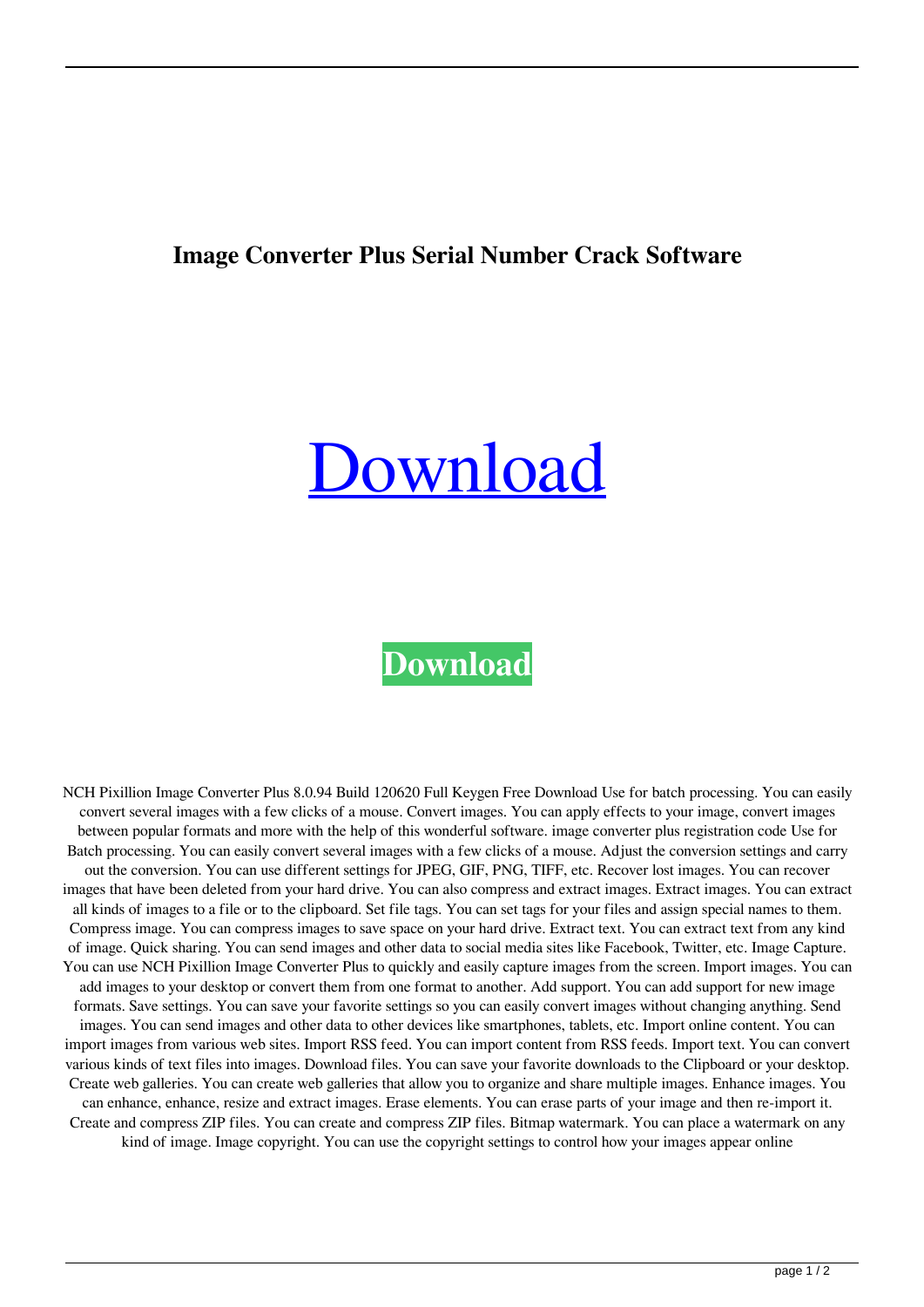# Image Converter Plus Serial Number Crack Software

Download

**Download**

NCH Pixillion Image Converter Plus 8.0.94 Build 120620 Full Keygen Free Download Use for batch processing. You can easily convert several images with a few clicks of a mouse. Convert images. You can apply effects to your image, convert images between popular formats and more with the help of this wonderful software. image converter plus registration code Use for Batch processing. You can easily convert several images with a few clicks of a mouse. Adjust the conversion settings and carry out the conversion. You can use different settings for JPEG, GIF, PNG, TIFF, etc. Recover lost images. You can recover images that have been deleted from your hard drive. You can also compress and extract images. Extract images. You can extract all kinds of images to a file or to the clipboard. Set file tags. You can set tags for your files and assign special names to them. Compress image. You can compress images to save space on your hard drive. Extract text. You can extract text from any kind of image. Quick sharing. You can send images and other data to social media sites like Facebook, Twitter, etc. Image Capture. You can use NCH Pixillion Image Converter Plus to quickly and easily capture images from the screen. Import images. You can add images to your desktop or convert them from one format to another. Add support. You can add support for new image formats. Save settings. You can save your favorite settings so you can easily convert images without changing anything. Send images. You can send images and other data to other devices like smartphones, tablets, etc. Import online content. You can import images from various web sites. Import RSS feed. You can import content from RSS feeds. Import text. You can convert various kinds of text files into images. Download files. You can save your favorite downloads to the Clipboard or your desktop. Create web galleries. You can create web galleries that allow you to organize and share multiple images. Enhance images. You can enhance, enhance, resize and extract images. Erase elements. You can erase parts of your image and then re-import it. Create and compress ZIP files. You can create and compress ZIP files. Bitmap watermark. You can place a watermark on any kind of image. Image copyright. You can use the copyright settings to control how your images appear online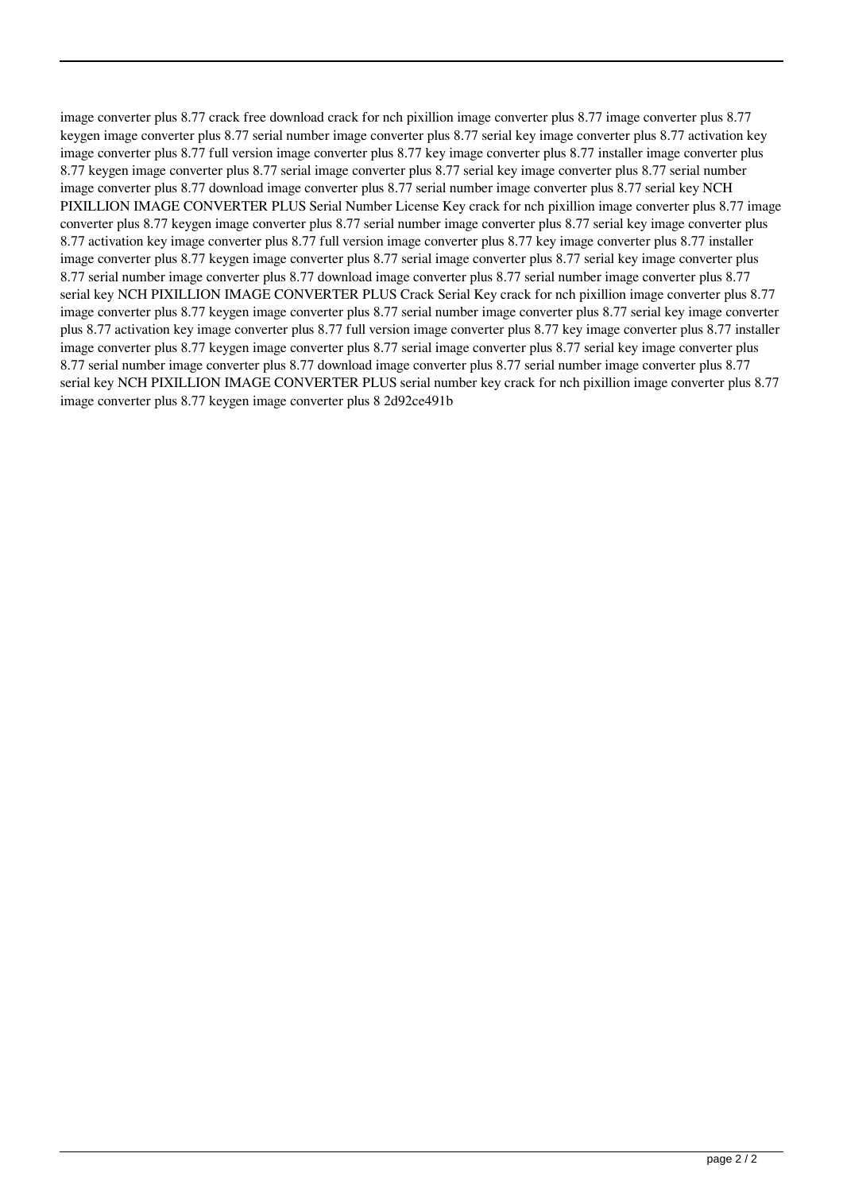image converter plus 8.77 crack free download crack for nch pixillion image converter plus 8.77 image converter plus 8.77 keygen image converter plus 8.77 serial number image converter plus 8.77 serial key image converter plus 8.77 activation key image converter plus 8.77 full version image converter plus 8.77 key image converter plus 8.77 installer image converter plus 8.77 keygen image converter plus 8.77 serial image converter plus 8.77 serial key image converter plus 8.77 serial number image converter plus 8.77 download image converter plus 8.77 serial number image converter plus 8.77 serial key NCH PIXILLION IMAGE CONVERTER PLUS Serial Number License Key crack for nch pixillion image converter plus 8.77 image converter plus 8.77 keygen image converter plus 8.77 serial number image converter plus 8.77 serial key image converter plus 8.77 activation key image converter plus 8.77 full version image converter plus 8.77 key image converter plus 8.77 installer image converter plus 8.77 keygen image converter plus 8.77 serial image converter plus 8.77 serial key image converter plus 8.77 serial number image converter plus 8.77 download image converter plus 8.77 serial number image converter plus 8.77 serial key NCH PIXILLION IMAGE CONVERTER PLUS Crack Serial Key crack for nch pixillion image converter plus 8.77 image converter plus 8.77 keygen image converter plus 8.77 serial number image converter plus 8.77 serial key image converter plus 8.77 activation key image converter plus 8.77 full version image converter plus 8.77 key image converter plus 8.77 installer image converter plus 8.77 keygen image converter plus 8.77 serial image converter plus 8.77 serial key image converter plus 8.77 serial number image converter plus 8.77 download image converter plus 8.77 serial number image converter plus 8.77 serial key NCH PIXILLION IMAGE CONVERTER PLUS serial number key crack for nch pixillion image converter plus 8.77 image converter plus 8.77 keygen image converter plus 8 2d92ce491b